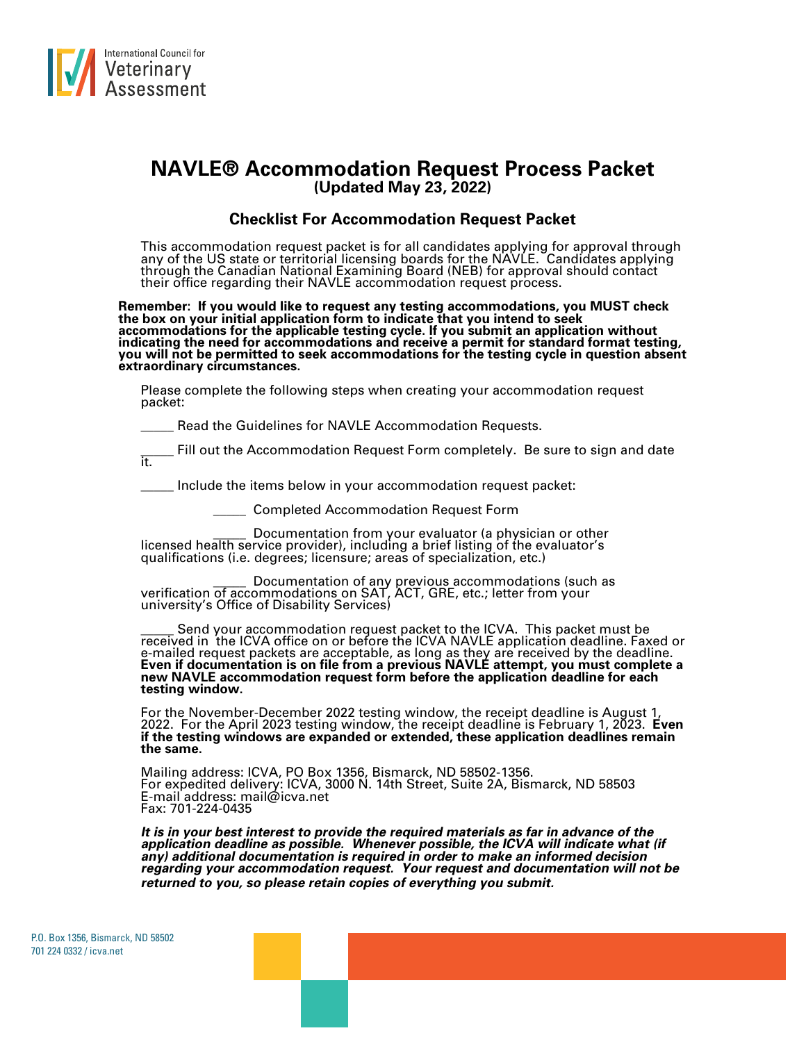# NAVLE® Accommodation Request Process Packet

**(Updated May 23, 2022)**

## Checklist For Accommodation Request Packet

This accommodation request packet is for all candidates applying for approval through any of the US state or territorial licensing boards for the NAVLE. Candidates applying through the Canadian National Examining Board (NEB) for approval should contact their office regarding their NAVLE accommodation request process.

**Remember: If you would like to request any testing accommodations, you MUST check the box on your initial application form to indicate that you intend to seek accommodations for the applicable testing cycle. If you submit an application without indicating the need for accommodations and receive a permit for standard format testing, you will not be permitted to seek accommodations for the testing cycle in question absent extraordinary circumstances.**

Please complete the following steps when creating your accommodation request packet:

_____ Read the Guidelines for NAVLE Accommodation Requests.

_____ Fill out the Accommodation Request Form completely. Be sure to sign and date it.

_____ Include the items below in your accommodation request packet:

_____ Completed Accommodation Request Form

_____ Documentation from your evaluator (a physician or other licensed health service provider), including a brief listing of the evaluator's qualifications (i.e. degrees; licensure; areas of specialization, etc.)

_____ Documentation of any previous accommodations (such as verification of accommodations on SAT, ACT, GRE, etc.; letter from your university's Office of Disability Services)

_____ Send your accommodation request packet to the ICVA. This packet must be received in the ICVA office on or before the ICVA NAVLE application deadline. Faxed or e-mailed request packets are acceptable, as long as they are received by the deadline. **Even if documentation is on file from a previous NAVLE attempt, you must complete a new NAVLE accommodation request form before the application deadline for each testing window.**

For the November-December 2022 testing window, the receipt deadline is August 1, 2022. For the April 2023 testing window, the receipt deadline is February 1, 2023. **Even if the testing windows are expanded or extended, these application deadlines remain the same.**

Mailing address: ICVA, PO Box 1356, Bismarck, ND 58502-1356.
For expedited delivery: ICVA, 3000 N. 14th Street, Suite 2A, Bismarck, ND 58503
E-mail address: mail@icva.net
Fax: 701-224-0435

***It is in your best interest to provide the required materials as far in advance of the application deadline as possible. Whenever possible, the ICVA will indicate what (if any) additional documentation is required in order to make an informed decision regarding your accommodation request. Your request and documentation will not be returned to you, so please retain copies of everything you submit.***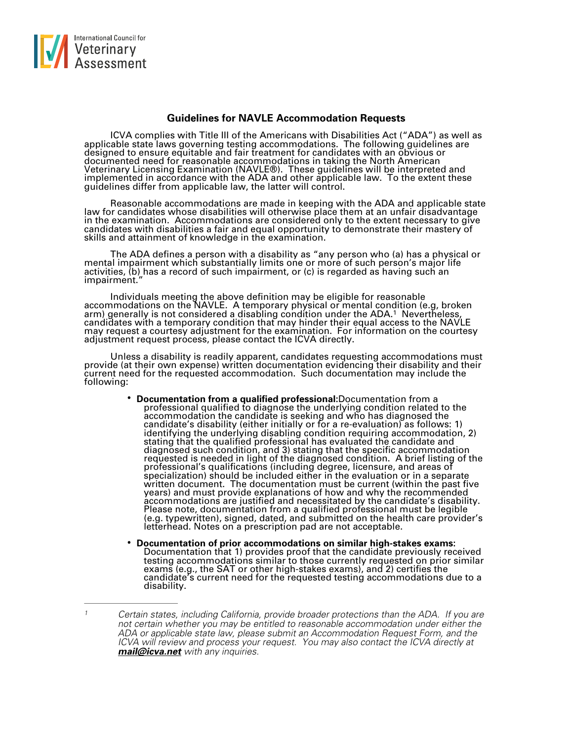## Guidelines for NAVLE Accommodation Requests

ICVA complies with Title III of the Americans with Disabilities Act ("ADA") as well as applicable state laws governing testing accommodations. The following guidelines are designed to ensure equitable and fair treatment for candidates with an obvious or documented need for reasonable accommodations in taking the North American Veterinary Licensing Examination (NAVLE®). These guidelines will be interpreted and implemented in accordance with the ADA and other applicable law. To the extent these guidelines differ from applicable law, the latter will control.

Reasonable accommodations are made in keeping with the ADA and applicable state law for candidates whose disabilities will otherwise place them at an unfair disadvantage in the examination. Accommodations are considered only to the extent necessary to give candidates with disabilities a fair and equal opportunity to demonstrate their mastery of skills and attainment of knowledge in the examination.

The ADA defines a person with a disability as "any person who (a) has a physical or mental impairment which substantially limits one or more of such person's major life activities, (b) has a record of such impairment, or (c) is regarded as having such an impairment."

Individuals meeting the above definition may be eligible for reasonable accommodations on the NAVLE. A temporary physical or mental condition (e.g, broken arm) generally is not considered a disabling condition under the ADA.[1] Nevertheless, candidates with a temporary condition that may hinder their equal access to the NAVLE may request a courtesy adjustment for the examination. For information on the courtesy adjustment request process, please contact the ICVA directly.

Unless a disability is readily apparent, candidates requesting accommodations must provide (at their own expense) written documentation evidencing their disability and their current need for the requested accommodation. Such documentation may include the following:

- **Documentation from a qualified professional**:Documentation from a professional qualified to diagnose the underlying condition related to the accommodation the candidate is seeking and who has diagnosed the candidate's disability (either initially or for a re-evaluation) as follows: 1) identifying the underlying disabling condition requiring accommodation, 2) stating that the qualified professional has evaluated the candidate and diagnosed such condition, and 3) stating that the specific accommodation requested is needed in light of the diagnosed condition. A brief listing of the professional's qualifications (including degree, licensure, and areas of specialization) should be included either in the evaluation or in a separate written document. The documentation must be current (within the past five years) and must provide explanations of how and why the recommended accommodations are justified and necessitated by the candidate's disability. Please note, documentation from a qualified professional must be legible (e.g. typewritten), signed, dated, and submitted on the health care provider's letterhead. Notes on a prescription pad are not acceptable.
- **Documentation of prior accommodations on similar high-stakes exams**: Documentation that 1) provides proof that the candidate previously received testing accommodations similar to those currently requested on prior similar exams (e.g., the SAT or other high-stakes exams), and 2) certifies the candidate's current need for the requested testing accommodations due to a disability.

---

[1] *Certain states, including California, provide broader protections than the ADA. If you are not certain whether you may be entitled to reasonable accommodation under either the ADA or applicable state law, please submit an Accommodation Request Form, and the ICVA will review and process your request. You may also contact the ICVA directly at **mail@icva.net** with any inquiries.*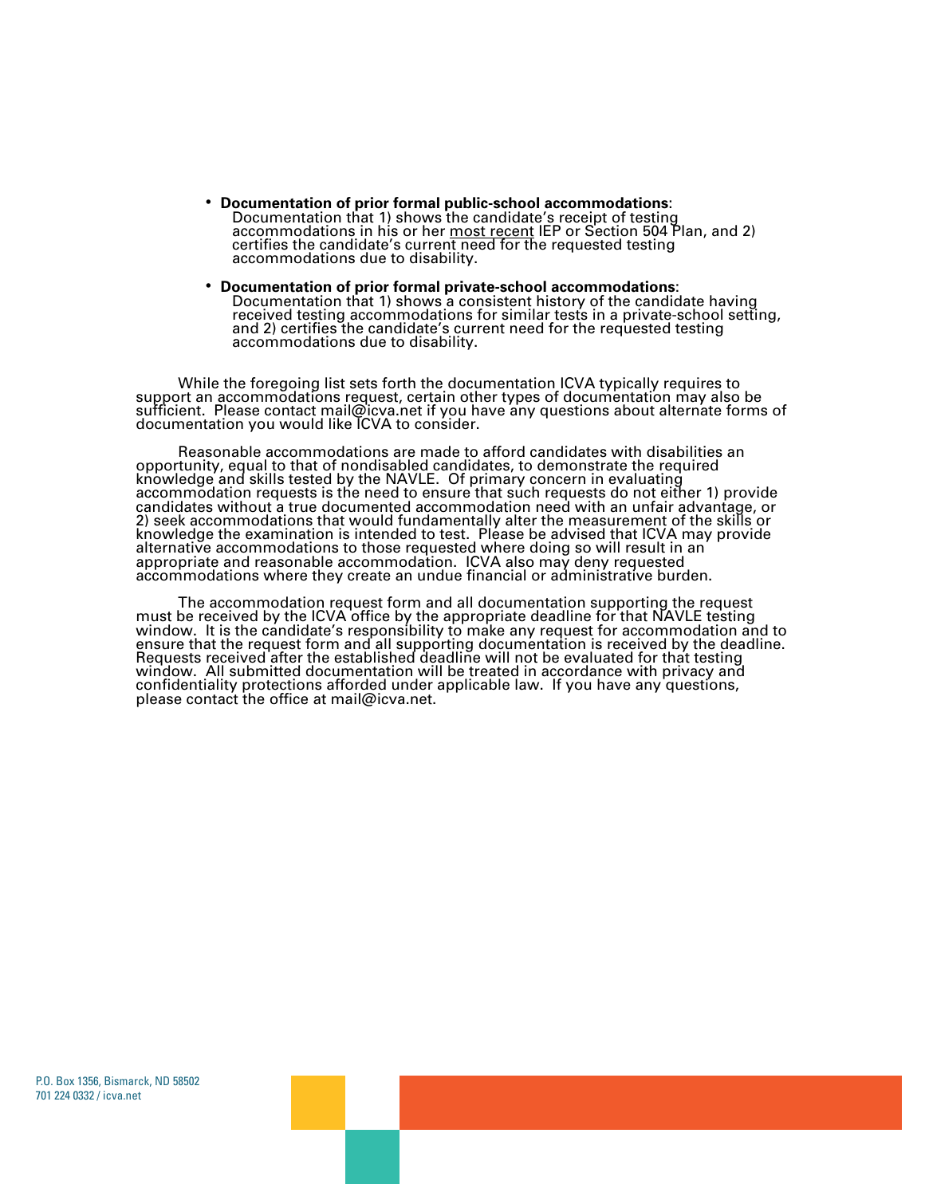- **Documentation of prior formal public-school accommodations**: Documentation that 1) shows the candidate's receipt of testing accommodations in his or her most recent IEP or Section 504 Plan, and 2) certifies the candidate's current need for the requested testing accommodations due to disability.

- **Documentation of prior formal private-school accommodations**: Documentation that 1) shows a consistent history of the candidate having received testing accommodations for similar tests in a private-school setting, and 2) certifies the candidate's current need for the requested testing accommodations due to disability.

While the foregoing list sets forth the documentation ICVA typically requires to support an accommodations request, certain other types of documentation may also be sufficient. Please contact mail@icva.net if you have any questions about alternate forms of documentation you would like ICVA to consider.

Reasonable accommodations are made to afford candidates with disabilities an opportunity, equal to that of nondisabled candidates, to demonstrate the required knowledge and skills tested by the NAVLE. Of primary concern in evaluating accommodation requests is the need to ensure that such requests do not either 1) provide candidates without a true documented accommodation need with an unfair advantage, or 2) seek accommodations that would fundamentally alter the measurement of the skills or knowledge the examination is intended to test. Please be advised that ICVA may provide alternative accommodations to those requested where doing so will result in an appropriate and reasonable accommodation. ICVA also may deny requested accommodations where they create an undue financial or administrative burden.

The accommodation request form and all documentation supporting the request must be received by the ICVA office by the appropriate deadline for that NAVLE testing window. It is the candidate's responsibility to make any request for accommodation and to ensure that the request form and all supporting documentation is received by the deadline. Requests received after the established deadline will not be evaluated for that testing window. All submitted documentation will be treated in accordance with privacy and confidentiality protections afforded under applicable law. If you have any questions, please contact the office at mail@icva.net.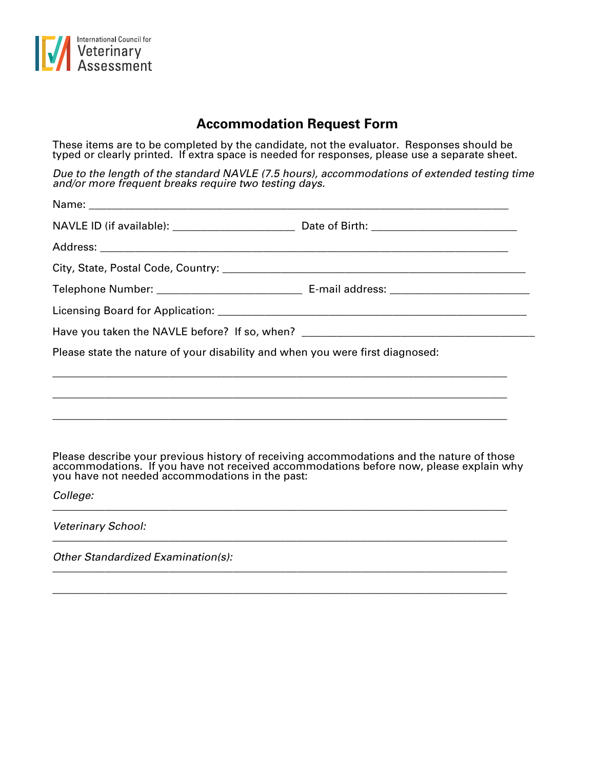International Council for Veterinary Assessment

## Accommodation Request Form

These items are to be completed by the candidate, not the evaluator. Responses should be typed or clearly printed. If extra space is needed for responses, please use a separate sheet.

*Due to the length of the standard NAVLE (7.5 hours), accommodations of extended testing time and/or more frequent breaks require two testing days.*

Name: ______________________________________________________________________

NAVLE ID (if available): ____________________ Date of Birth: ________________________

Address: ____________________________________________________________________

City, State, Postal Code, Country: ______________________________________________

Telephone Number: ________________________ E-mail address: ______________________

Licensing Board for Application: ________________________________________________

Have you taken the NAVLE before? If so, when? __________________________________

Please state the nature of your disability and when you were first diagnosed:

__________________________________________________________________________

__________________________________________________________________________

__________________________________________________________________________

Please describe your previous history of receiving accommodations and the nature of those accommodations. If you have not received accommodations before now, please explain why you have not needed accommodations in the past:

*College:*

__________________________________________________________________________

*Veterinary School:*

__________________________________________________________________________

*Other Standardized Examination(s):*

__________________________________________________________________________

__________________________________________________________________________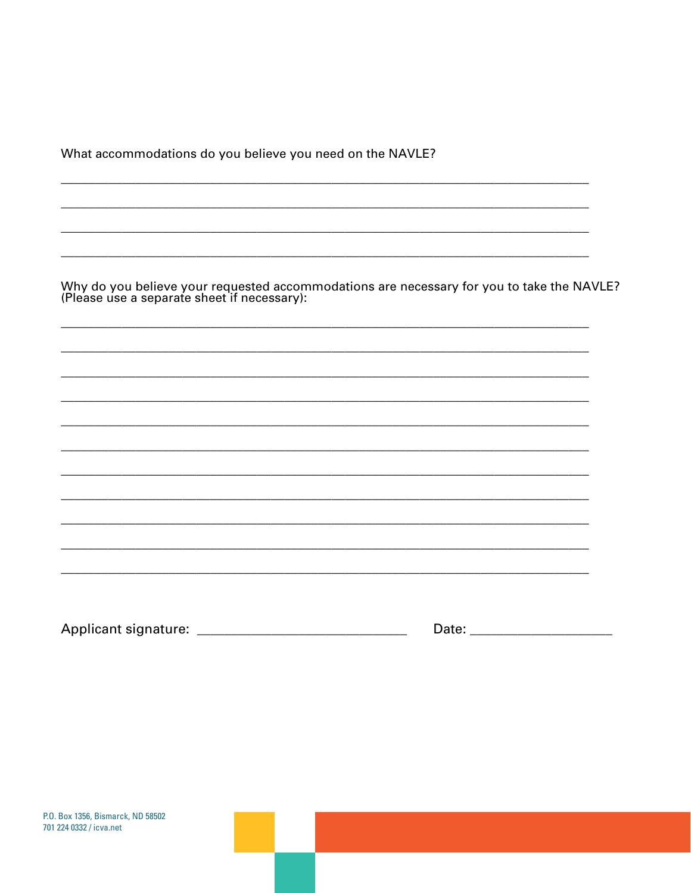What accommodations do you believe you need on the NAVLE?

___________________________________________________________________________

___________________________________________________________________________

___________________________________________________________________________

___________________________________________________________________________

Why do you believe your requested accommodations are necessary for you to take the NAVLE? (Please use a separate sheet if necessary):

___________________________________________________________________________

___________________________________________________________________________

___________________________________________________________________________

___________________________________________________________________________

___________________________________________________________________________

___________________________________________________________________________

___________________________________________________________________________

___________________________________________________________________________

___________________________________________________________________________

___________________________________________________________________________

___________________________________________________________________________

Applicant signature: ______________________________ Date: ____________________

P.O. Box 1356, Bismarck, ND 58502
701 224 0332 / icva.net